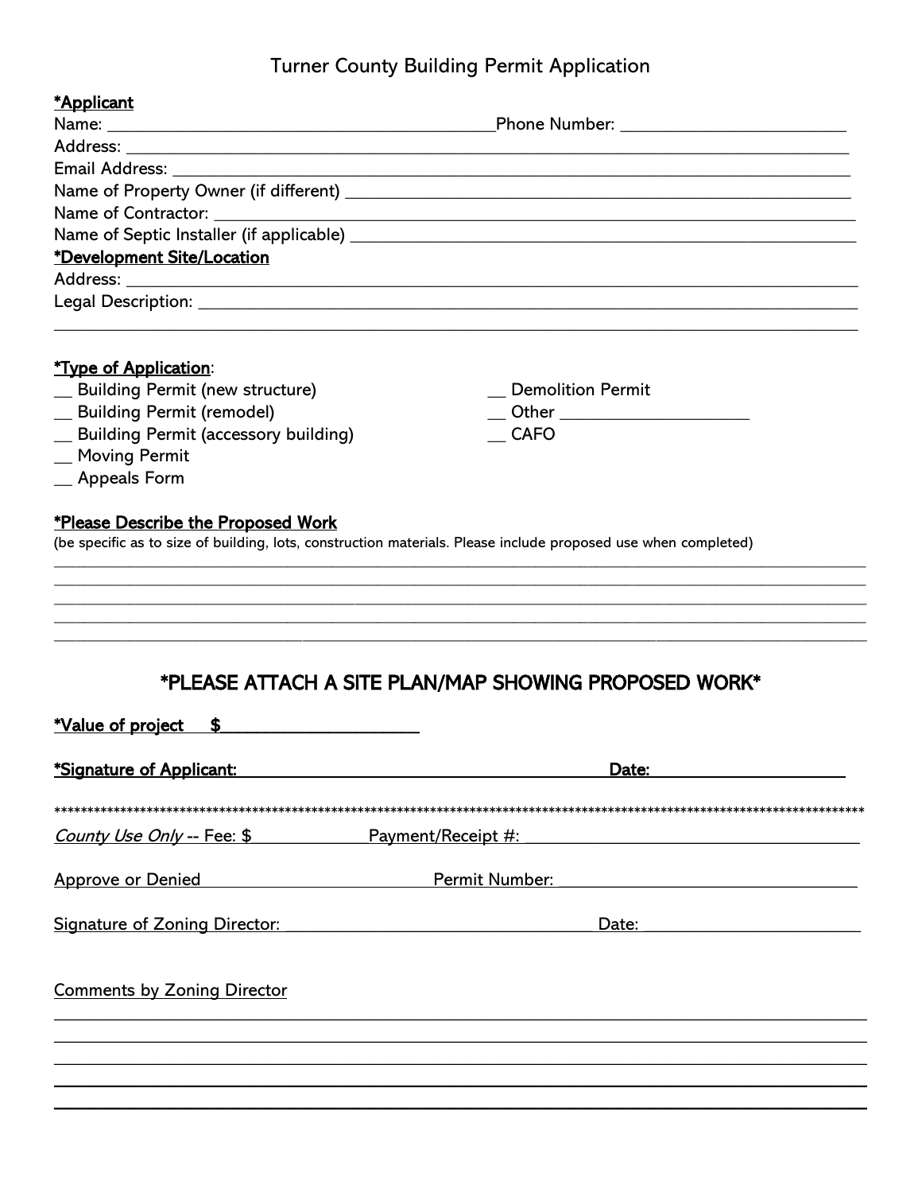# Turner County Building Permit Application

**\*Applicant**

Name: ___________________________________________ Phone Number: _________________________

Address: _________________________________________________________________________________

Email Address: ____________________________________________________________________________

Name of Property Owner (if different) _____________________________________________________

Name of Contractor: _______________________________________________________________________

Name of Septic Installer (if applicable) __________________________________________________

**\*Development Site/Location**

Address: _________________________________________________________________________________

Legal Description: _______________________________________________________________________

_________________________________________________________________________________________

**\*Type of Application**:

- __ Building Permit (new structure)
- __ Building Permit (remodel)
- __ Building Permit (accessory building)
- __ Moving Permit
- __ Appeals Form
- __ Demolition Permit
- __ Other _____________________
- __ CAFO

**\*Please Describe the Proposed Work**

(be specific as to size of building, lots, construction materials. Please include proposed use when completed)

_________________________________________________________________________________________

_________________________________________________________________________________________

_________________________________________________________________________________________

_________________________________________________________________________________________

_________________________________________________________________________________________

## \*PLEASE ATTACH A SITE PLAN/MAP SHOWING PROPOSED WORK\*

**\*Value of project $______________________**

**\*Signature of Applicant: __________________________________________ Date: ______________________**

\*\*\*\*\*\*\*\*\*\*\*\*\*\*\*\*\*\*\*\*\*\*\*\*\*\*\*\*\*\*\*\*\*\*\*\*\*\*\*\*\*\*\*\*\*\*\*\*\*\*\*\*\*\*\*\*\*\*\*\*\*\*\*\*\*\*\*\*\*\*\*\*\*\*\*\*\*\*\*\*\*\*\*\*\*\*\*\*\*\*\*\*\*\*\*\*\*\*\*\*\*\*\*\*\*\*\*\*\*\*\*\*\*\*\*\*\*\*\*\*

*County Use Only* -- Fee: $____________ Payment/Receipt #: ______________________________________

Approve or Denied __________________________ Permit Number: __________________________________

Signature of Zoning Director: ____________________________________ Date: ________________________

Comments by Zoning Director

_________________________________________________________________________________________

_________________________________________________________________________________________

_________________________________________________________________________________________

_________________________________________________________________________________________

_________________________________________________________________________________________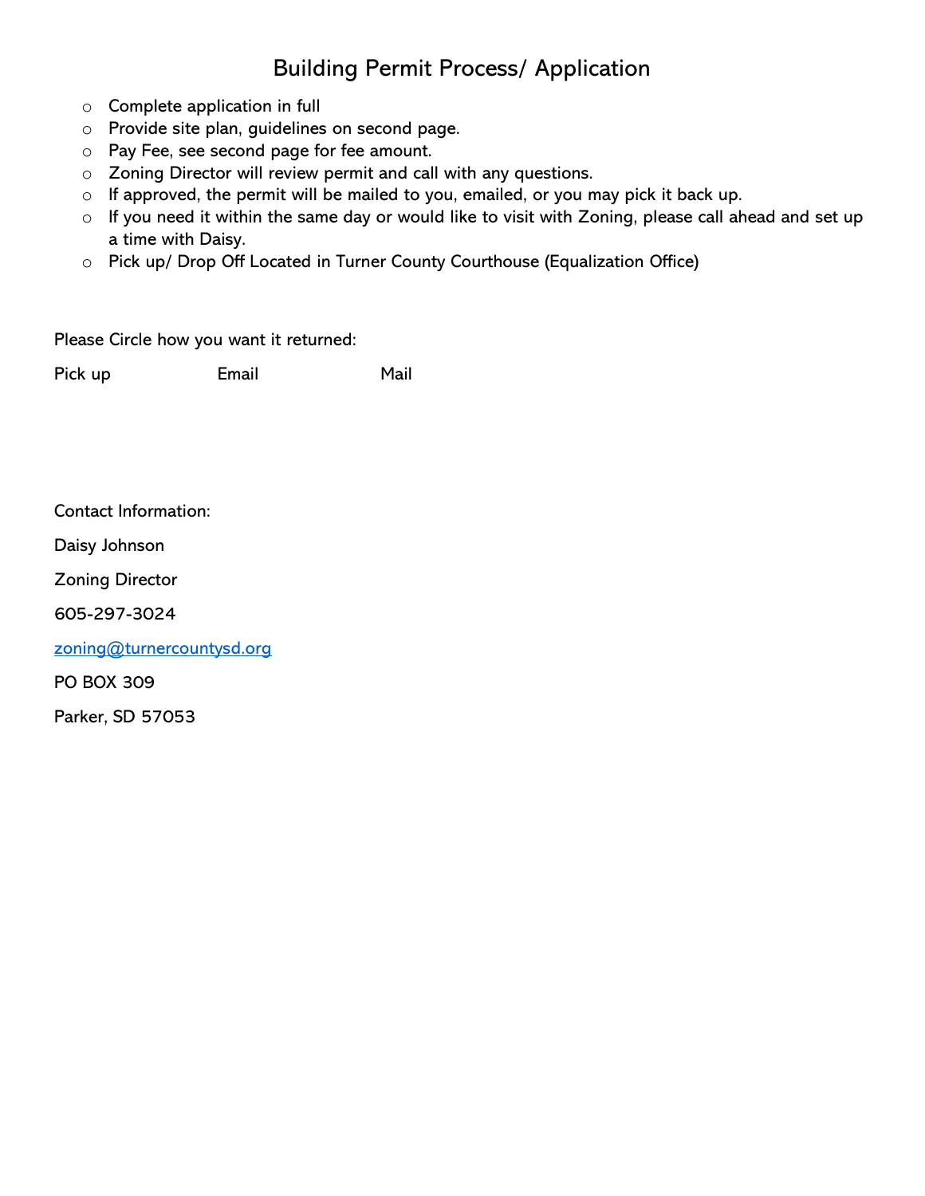# Building Permit Process/ Application

- Complete application in full
- Provide site plan, guidelines on second page.
- Pay Fee, see second page for fee amount.
- Zoning Director will review permit and call with any questions.
- If approved, the permit will be mailed to you, emailed, or you may pick it back up.
- If you need it within the same day or would like to visit with Zoning, please call ahead and set up a time with Daisy.
- Pick up/ Drop Off Located in Turner County Courthouse (Equalization Office)

Please Circle how you want it returned:

Pick up Email Mail

Contact Information:

Daisy Johnson

Zoning Director

605-297-3024

zoning@turnercountysd.org

PO BOX 309

Parker, SD 57053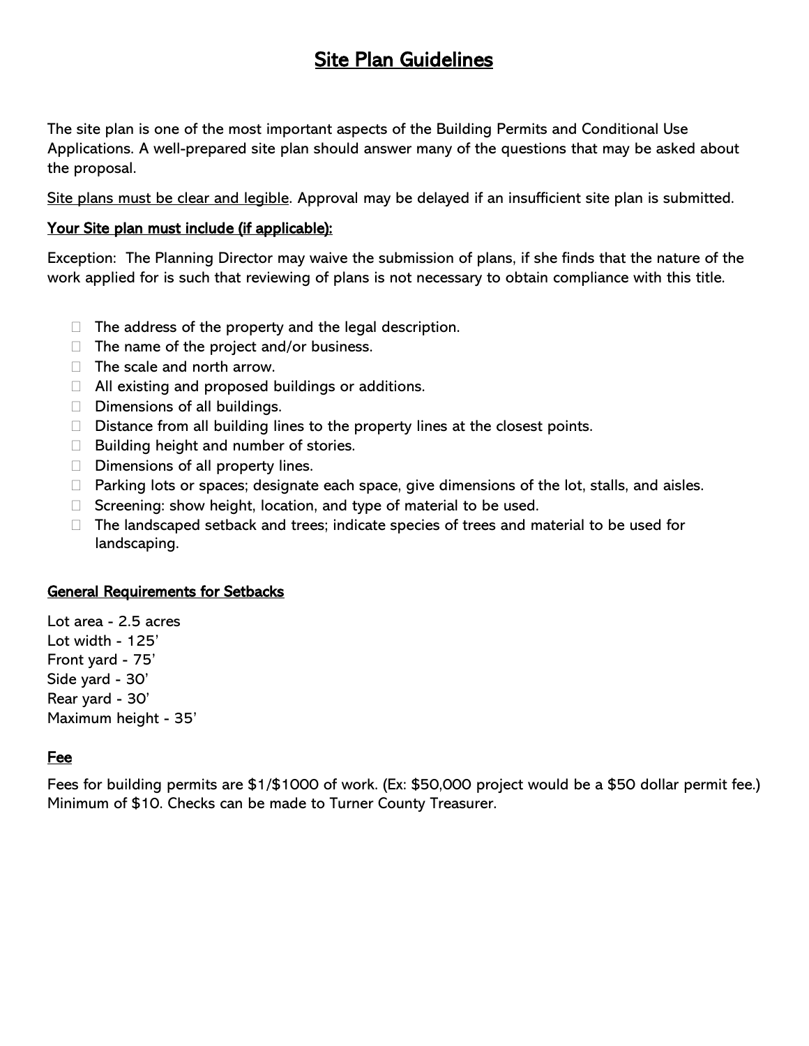# Site Plan Guidelines

The site plan is one of the most important aspects of the Building Permits and Conditional Use Applications. A well-prepared site plan should answer many of the questions that may be asked about the proposal.

Site plans must be clear and legible. Approval may be delayed if an insufficient site plan is submitted.

## Your Site plan must include (if applicable):

Exception: The Planning Director may waive the submission of plans, if she finds that the nature of the work applied for is such that reviewing of plans is not necessary to obtain compliance with this title.

- [ ] The address of the property and the legal description.
- [ ] The name of the project and/or business.
- [ ] The scale and north arrow.
- [ ] All existing and proposed buildings or additions.
- [ ] Dimensions of all buildings.
- [ ] Distance from all building lines to the property lines at the closest points.
- [ ] Building height and number of stories.
- [ ] Dimensions of all property lines.
- [ ] Parking lots or spaces; designate each space, give dimensions of the lot, stalls, and aisles.
- [ ] Screening: show height, location, and type of material to be used.
- [ ] The landscaped setback and trees; indicate species of trees and material to be used for landscaping.

## General Requirements for Setbacks

Lot area - 2.5 acres
Lot width - 125'
Front yard - 75'
Side yard - 30'
Rear yard - 30'
Maximum height - 35'

## Fee

Fees for building permits are $1/$1000 of work. (Ex: $50,000 project would be a $50 dollar permit fee.) Minimum of $10. Checks can be made to Turner County Treasurer.